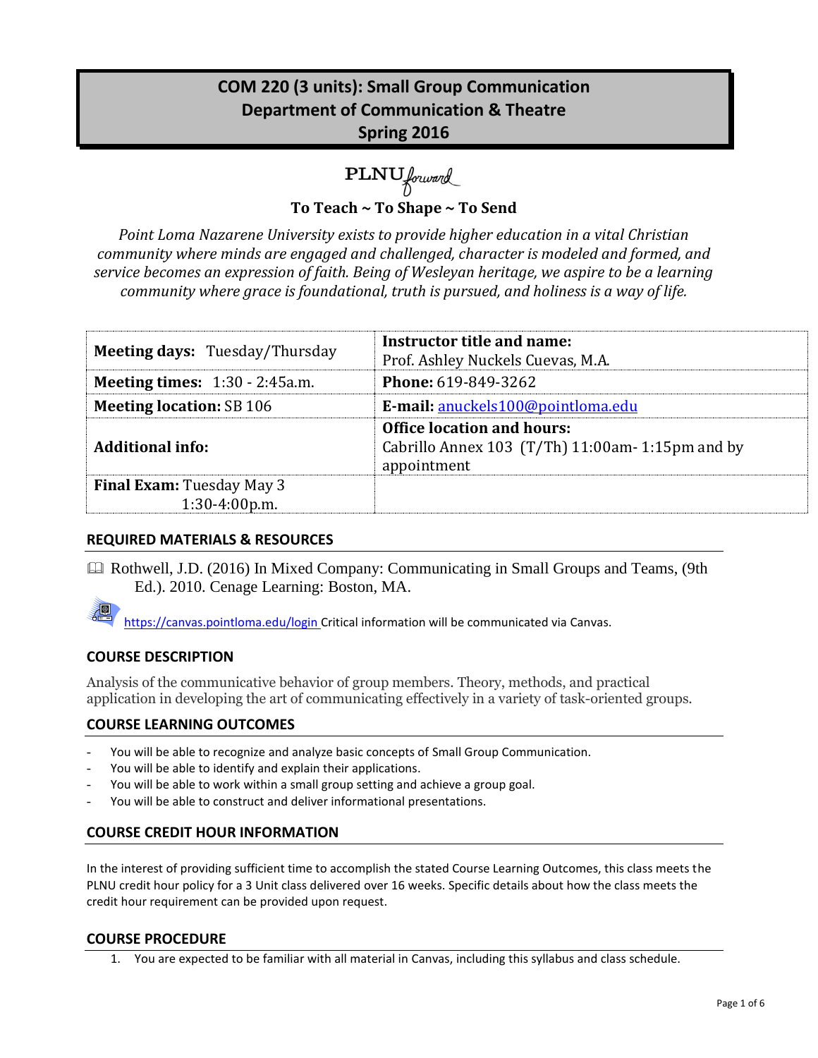# COM 220 (3 units): Small Group Communication
# Department of Communication & Theatre
# Spring 2016

PLNU forward

**To Teach ~ To Shape ~ To Send**

*Point Loma Nazarene University exists to provide higher education in a vital Christian community where minds are engaged and challenged, character is modeled and formed, and service becomes an expression of faith. Being of Wesleyan heritage, we aspire to be a learning community where grace is foundational, truth is pursued, and holiness is a way of life.*

| | |
|---|---|
| **Meeting days:** Tuesday/Thursday | **Instructor title and name:** Prof. Ashley Nuckels Cuevas, M.A. |
| **Meeting times:** 1:30 - 2:45a.m. | **Phone:** 619-849-3262 |
| **Meeting location:** SB 106 | **E-mail:** anuckels100@pointloma.edu |
| **Additional info:** | **Office location and hours:** Cabrillo Annex 103 (T/Th) 11:00am- 1:15pm and by appointment |
| **Final Exam:** Tuesday May 3 1:30-4:00p.m. | |

## REQUIRED MATERIALS & RESOURCES

Rothwell, J.D. (2016) In Mixed Company: Communicating in Small Groups and Teams, (9th Ed.). 2010. Cenage Learning: Boston, MA.

https://canvas.pointloma.edu/login Critical information will be communicated via Canvas.

## COURSE DESCRIPTION

Analysis of the communicative behavior of group members. Theory, methods, and practical application in developing the art of communicating effectively in a variety of task-oriented groups.

## COURSE LEARNING OUTCOMES

- You will be able to recognize and analyze basic concepts of Small Group Communication.
- You will be able to identify and explain their applications.
- You will be able to work within a small group setting and achieve a group goal.
- You will be able to construct and deliver informational presentations.

## COURSE CREDIT HOUR INFORMATION

In the interest of providing sufficient time to accomplish the stated Course Learning Outcomes, this class meets the PLNU credit hour policy for a 3 Unit class delivered over 16 weeks. Specific details about how the class meets the credit hour requirement can be provided upon request.

## COURSE PROCEDURE

1. You are expected to be familiar with all material in Canvas, including this syllabus and class schedule.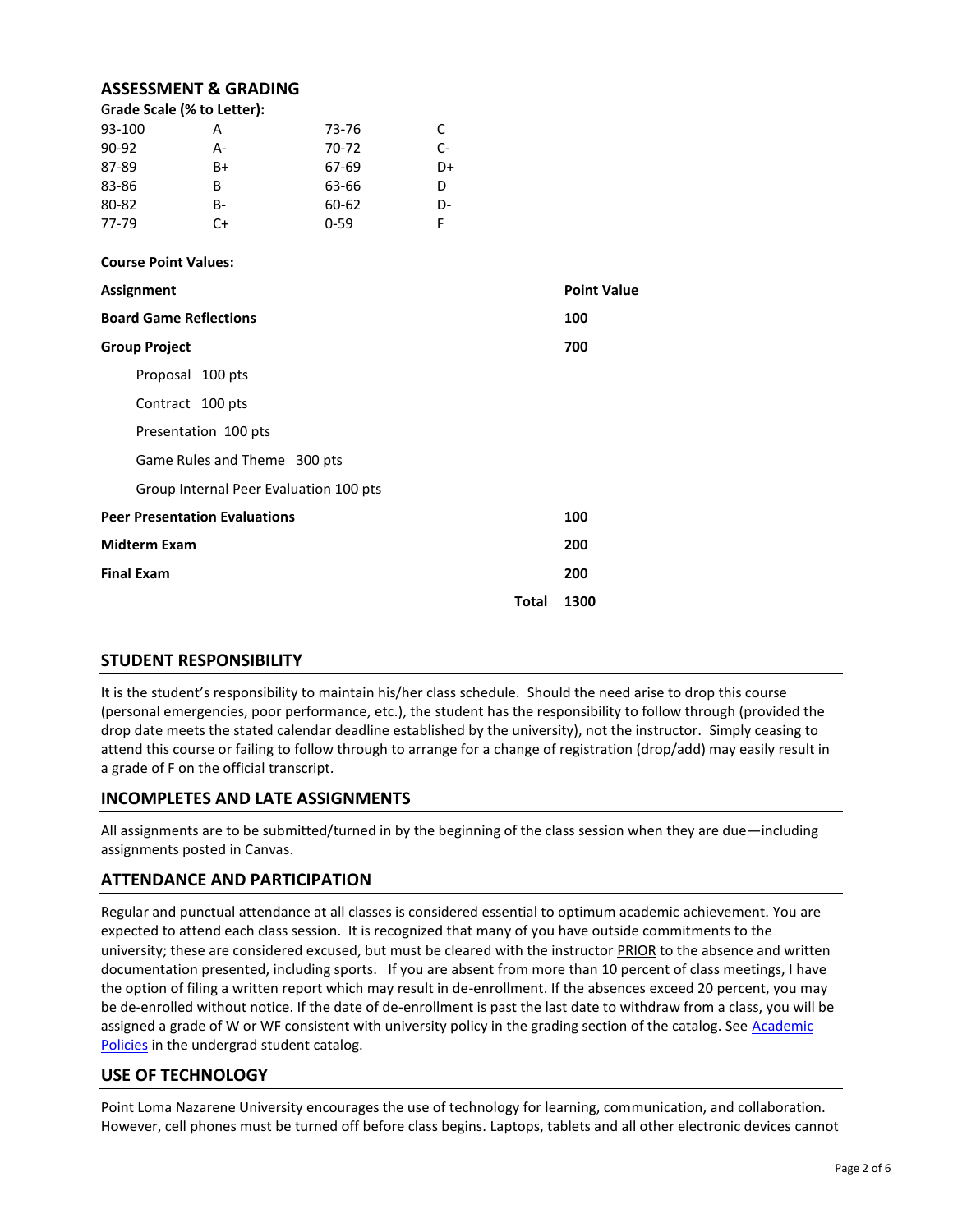## ASSESSMENT & GRADING

**Grade Scale (% to Letter):**

| | | | |
|---|---|---|---|
| 93-100 | A | 73-76 | C |
| 90-92 | A- | 70-72 | C- |
| 87-89 | B+ | 67-69 | D+ |
| 83-86 | B | 63-66 | D |
| 80-82 | B- | 60-62 | D- |
| 77-79 | C+ | 0-59 | F |

**Course Point Values:**

| Assignment | Point Value |
|---|---|
| **Board Game Reflections** | **100** |
| **Group Project** | **700** |
| Proposal 100 pts | |
| Contract 100 pts | |
| Presentation 100 pts | |
| Game Rules and Theme 300 pts | |
| Group Internal Peer Evaluation 100 pts | |
| **Peer Presentation Evaluations** | **100** |
| **Midterm Exam** | **200** |
| **Final Exam** | **200** |
| **Total** | **1300** |

## STUDENT RESPONSIBILITY

It is the student's responsibility to maintain his/her class schedule. Should the need arise to drop this course (personal emergencies, poor performance, etc.), the student has the responsibility to follow through (provided the drop date meets the stated calendar deadline established by the university), not the instructor. Simply ceasing to attend this course or failing to follow through to arrange for a change of registration (drop/add) may easily result in a grade of F on the official transcript.

## INCOMPLETES AND LATE ASSIGNMENTS

All assignments are to be submitted/turned in by the beginning of the class session when they are due—including assignments posted in Canvas.

## ATTENDANCE AND PARTICIPATION

Regular and punctual attendance at all classes is considered essential to optimum academic achievement. You are expected to attend each class session. It is recognized that many of you have outside commitments to the university; these are considered excused, but must be cleared with the instructor PRIOR to the absence and written documentation presented, including sports. If you are absent from more than 10 percent of class meetings, I have the option of filing a written report which may result in de-enrollment. If the absences exceed 20 percent, you may be de-enrolled without notice. If the date of de-enrollment is past the last date to withdraw from a class, you will be assigned a grade of W or WF consistent with university policy in the grading section of the catalog. See Academic Policies in the undergrad student catalog.

## USE OF TECHNOLOGY

Point Loma Nazarene University encourages the use of technology for learning, communication, and collaboration. However, cell phones must be turned off before class begins. Laptops, tablets and all other electronic devices cannot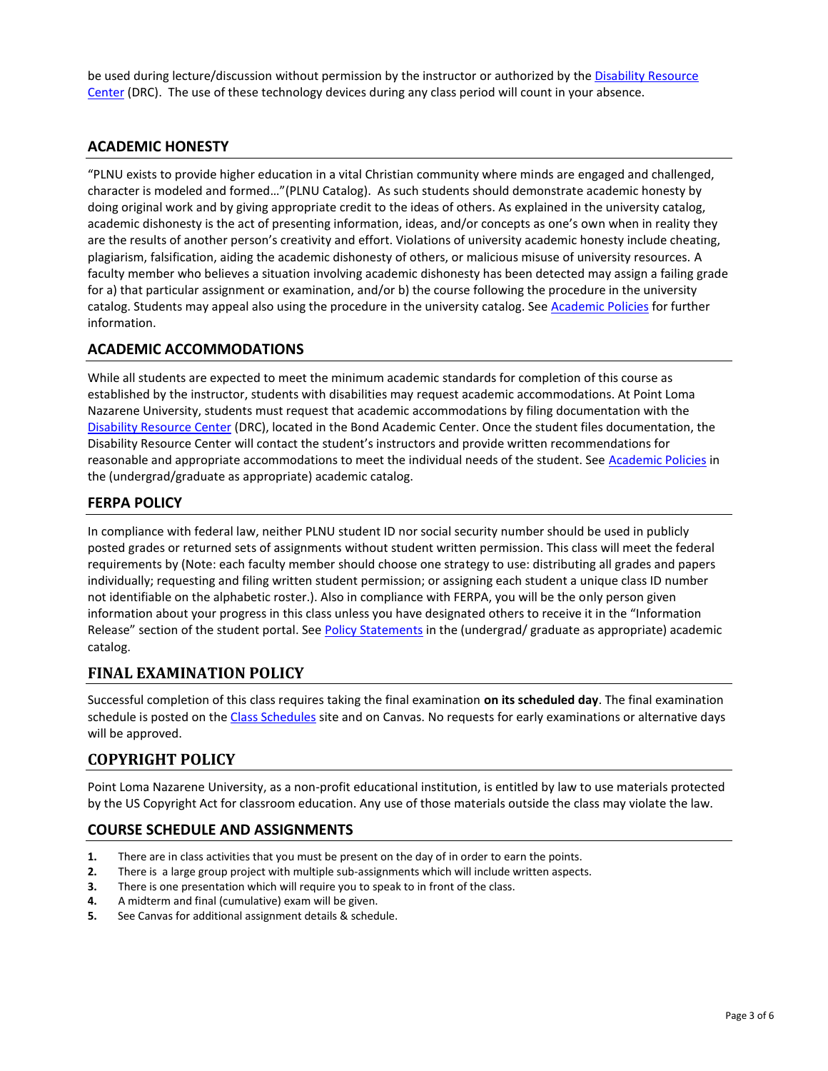be used during lecture/discussion without permission by the instructor or authorized by the Disability Resource Center (DRC). The use of these technology devices during any class period will count in your absence.

## ACADEMIC HONESTY

"PLNU exists to provide higher education in a vital Christian community where minds are engaged and challenged, character is modeled and formed…"(PLNU Catalog). As such students should demonstrate academic honesty by doing original work and by giving appropriate credit to the ideas of others. As explained in the university catalog, academic dishonesty is the act of presenting information, ideas, and/or concepts as one's own when in reality they are the results of another person's creativity and effort. Violations of university academic honesty include cheating, plagiarism, falsification, aiding the academic dishonesty of others, or malicious misuse of university resources. A faculty member who believes a situation involving academic dishonesty has been detected may assign a failing grade for a) that particular assignment or examination, and/or b) the course following the procedure in the university catalog. Students may appeal also using the procedure in the university catalog. See Academic Policies for further information.

## ACADEMIC ACCOMMODATIONS

While all students are expected to meet the minimum academic standards for completion of this course as established by the instructor, students with disabilities may request academic accommodations. At Point Loma Nazarene University, students must request that academic accommodations by filing documentation with the Disability Resource Center (DRC), located in the Bond Academic Center. Once the student files documentation, the Disability Resource Center will contact the student's instructors and provide written recommendations for reasonable and appropriate accommodations to meet the individual needs of the student. See Academic Policies in the (undergrad/graduate as appropriate) academic catalog.

## FERPA POLICY

In compliance with federal law, neither PLNU student ID nor social security number should be used in publicly posted grades or returned sets of assignments without student written permission. This class will meet the federal requirements by (Note: each faculty member should choose one strategy to use: distributing all grades and papers individually; requesting and filing written student permission; or assigning each student a unique class ID number not identifiable on the alphabetic roster.). Also in compliance with FERPA, you will be the only person given information about your progress in this class unless you have designated others to receive it in the "Information Release" section of the student portal. See Policy Statements in the (undergrad/ graduate as appropriate) academic catalog.

## FINAL EXAMINATION POLICY

Successful completion of this class requires taking the final examination **on its scheduled day**. The final examination schedule is posted on the Class Schedules site and on Canvas. No requests for early examinations or alternative days will be approved.

## COPYRIGHT POLICY

Point Loma Nazarene University, as a non-profit educational institution, is entitled by law to use materials protected by the US Copyright Act for classroom education. Any use of those materials outside the class may violate the law.

## COURSE SCHEDULE AND ASSIGNMENTS

1. There are in class activities that you must be present on the day of in order to earn the points.
2. There is a large group project with multiple sub-assignments which will include written aspects.
3. There is one presentation which will require you to speak to in front of the class.
4. A midterm and final (cumulative) exam will be given.
5. See Canvas for additional assignment details & schedule.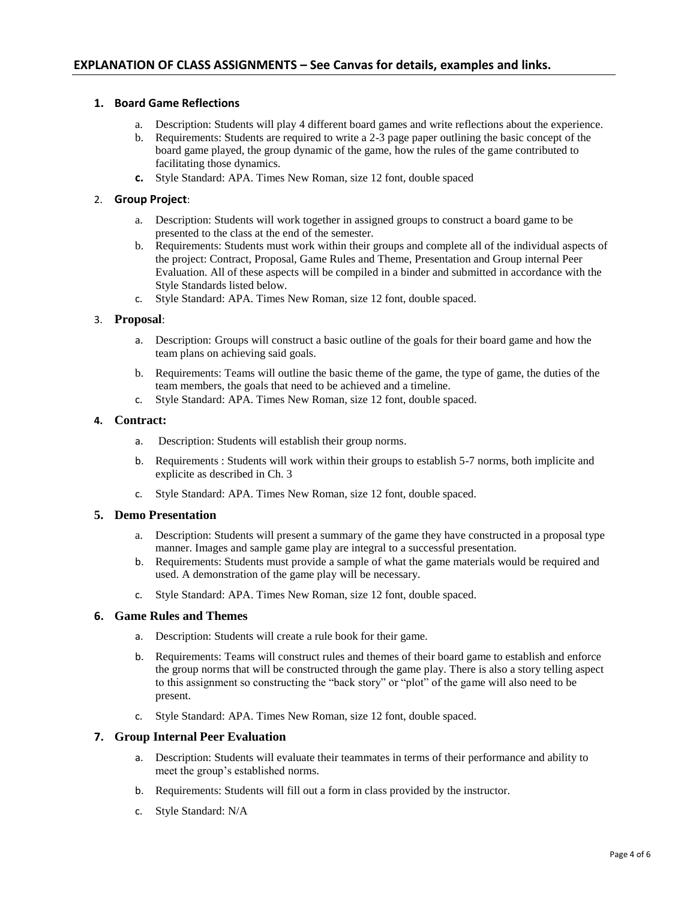## EXPLANATION OF CLASS ASSIGNMENTS – See Canvas for details, examples and links.

1. **Board Game Reflections**
   a. Description: Students will play 4 different board games and write reflections about the experience.
   b. Requirements: Students are required to write a 2-3 page paper outlining the basic concept of the board game played, the group dynamic of the game, how the rules of the game contributed to facilitating those dynamics.
   c. Style Standard: APA. Times New Roman, size 12 font, double spaced

2. **Group Project**:
   a. Description: Students will work together in assigned groups to construct a board game to be presented to the class at the end of the semester.
   b. Requirements: Students must work within their groups and complete all of the individual aspects of the project: Contract, Proposal, Game Rules and Theme, Presentation and Group internal Peer Evaluation. All of these aspects will be compiled in a binder and submitted in accordance with the Style Standards listed below.
   c. Style Standard: APA. Times New Roman, size 12 font, double spaced.

3. **Proposal**:
   a. Description: Groups will construct a basic outline of the goals for their board game and how the team plans on achieving said goals.
   b. Requirements: Teams will outline the basic theme of the game, the type of game, the duties of the team members, the goals that need to be achieved and a timeline.
   c. Style Standard: APA. Times New Roman, size 12 font, double spaced.

4. **Contract:**
   a. Description: Students will establish their group norms.
   b. Requirements : Students will work within their groups to establish 5-7 norms, both implicite and explicite as described in Ch. 3
   c. Style Standard: APA. Times New Roman, size 12 font, double spaced.

5. **Demo Presentation**
   a. Description: Students will present a summary of the game they have constructed in a proposal type manner. Images and sample game play are integral to a successful presentation.
   b. Requirements: Students must provide a sample of what the game materials would be required and used. A demonstration of the game play will be necessary.
   c. Style Standard: APA. Times New Roman, size 12 font, double spaced.

6. **Game Rules and Themes**
   a. Description: Students will create a rule book for their game.
   b. Requirements: Teams will construct rules and themes of their board game to establish and enforce the group norms that will be constructed through the game play. There is also a story telling aspect to this assignment so constructing the "back story" or "plot" of the game will also need to be present.
   c. Style Standard: APA. Times New Roman, size 12 font, double spaced.

7. **Group Internal Peer Evaluation**
   a. Description: Students will evaluate their teammates in terms of their performance and ability to meet the group's established norms.
   b. Requirements: Students will fill out a form in class provided by the instructor.
   c. Style Standard: N/A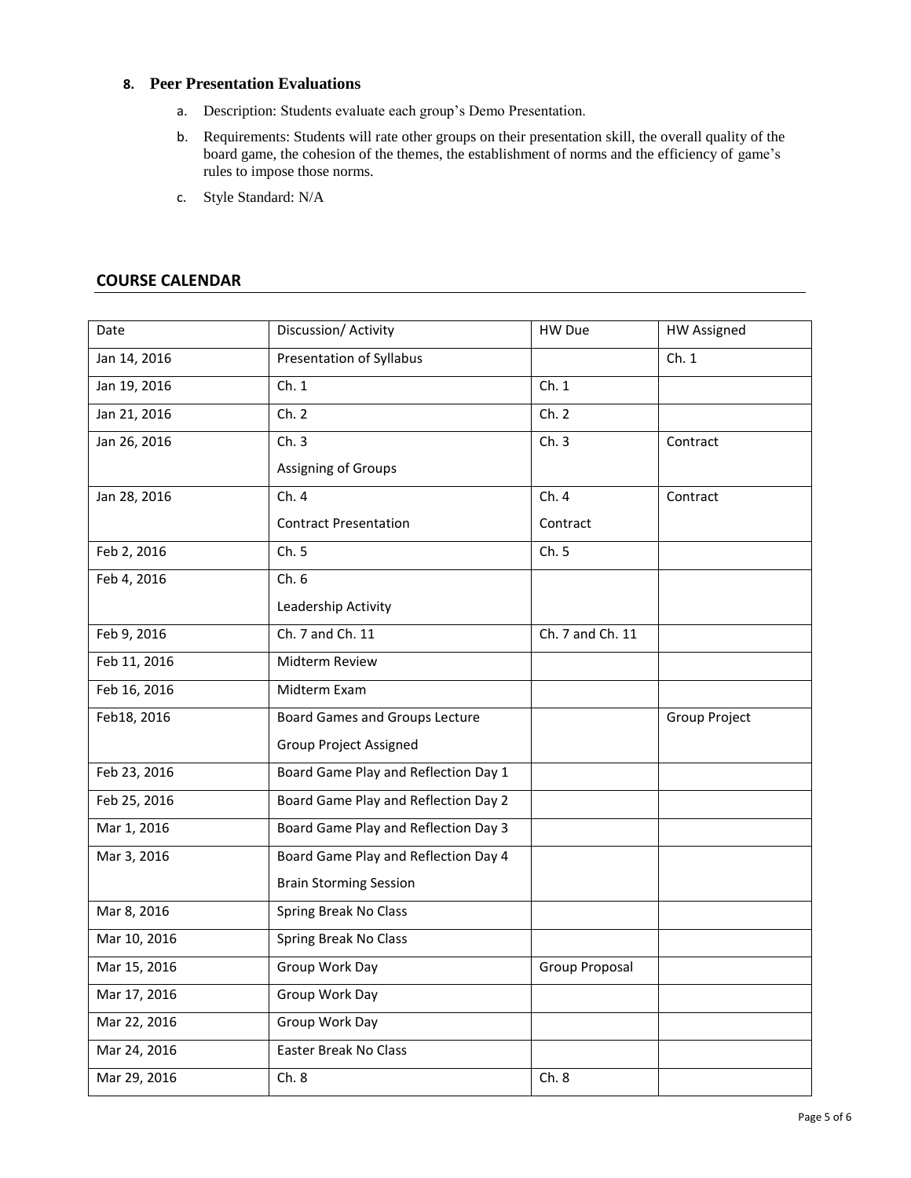8. **Peer Presentation Evaluations**

   a. Description: Students evaluate each group's Demo Presentation.

   b. Requirements: Students will rate other groups on their presentation skill, the overall quality of the board game, the cohesion of the themes, the establishment of norms and the efficiency of game's rules to impose those norms.

   c. Style Standard: N/A

## COURSE CALENDAR

| Date | Discussion/ Activity | HW Due | HW Assigned |
|---|---|---|---|
| Jan 14, 2016 | Presentation of Syllabus | | Ch. 1 |
| Jan 19, 2016 | Ch. 1 | Ch. 1 | |
| Jan 21, 2016 | Ch. 2 | Ch. 2 | |
| Jan 26, 2016 | Ch. 3<br>Assigning of Groups | Ch. 3 | Contract |
| Jan 28, 2016 | Ch. 4<br>Contract Presentation | Ch. 4<br>Contract | Contract |
| Feb 2, 2016 | Ch. 5 | Ch. 5 | |
| Feb 4, 2016 | Ch. 6<br>Leadership Activity | | |
| Feb 9, 2016 | Ch. 7 and Ch. 11 | Ch. 7 and Ch. 11 | |
| Feb 11, 2016 | Midterm Review | | |
| Feb 16, 2016 | Midterm Exam | | |
| Feb18, 2016 | Board Games and Groups Lecture<br>Group Project Assigned | | Group Project |
| Feb 23, 2016 | Board Game Play and Reflection Day 1 | | |
| Feb 25, 2016 | Board Game Play and Reflection Day 2 | | |
| Mar 1, 2016 | Board Game Play and Reflection Day 3 | | |
| Mar 3, 2016 | Board Game Play and Reflection Day 4<br>Brain Storming Session | | |
| Mar 8, 2016 | Spring Break No Class | | |
| Mar 10, 2016 | Spring Break No Class | | |
| Mar 15, 2016 | Group Work Day | Group Proposal | |
| Mar 17, 2016 | Group Work Day | | |
| Mar 22, 2016 | Group Work Day | | |
| Mar 24, 2016 | Easter Break No Class | | |
| Mar 29, 2016 | Ch. 8 | Ch. 8 | |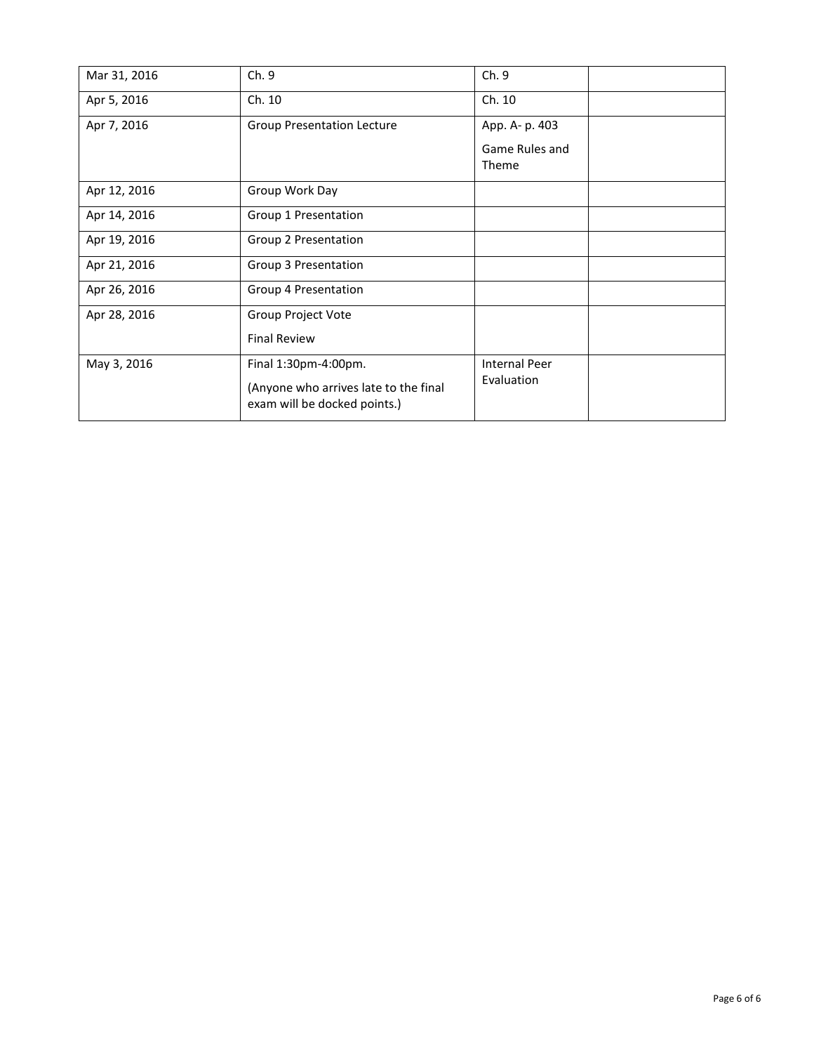| | | | |
|---|---|---|---|
| Mar 31, 2016 | Ch. 9 | Ch. 9 | |
| Apr 5, 2016 | Ch. 10 | Ch. 10 | |
| Apr 7, 2016 | Group Presentation Lecture | App. A- p. 403<br><br>Game Rules and Theme | |
| Apr 12, 2016 | Group Work Day | | |
| Apr 14, 2016 | Group 1 Presentation | | |
| Apr 19, 2016 | Group 2 Presentation | | |
| Apr 21, 2016 | Group 3 Presentation | | |
| Apr 26, 2016 | Group 4 Presentation | | |
| Apr 28, 2016 | Group Project Vote<br><br>Final Review | | |
| May 3, 2016 | Final 1:30pm-4:00pm.<br><br>(Anyone who arrives late to the final exam will be docked points.) | Internal Peer Evaluation | |